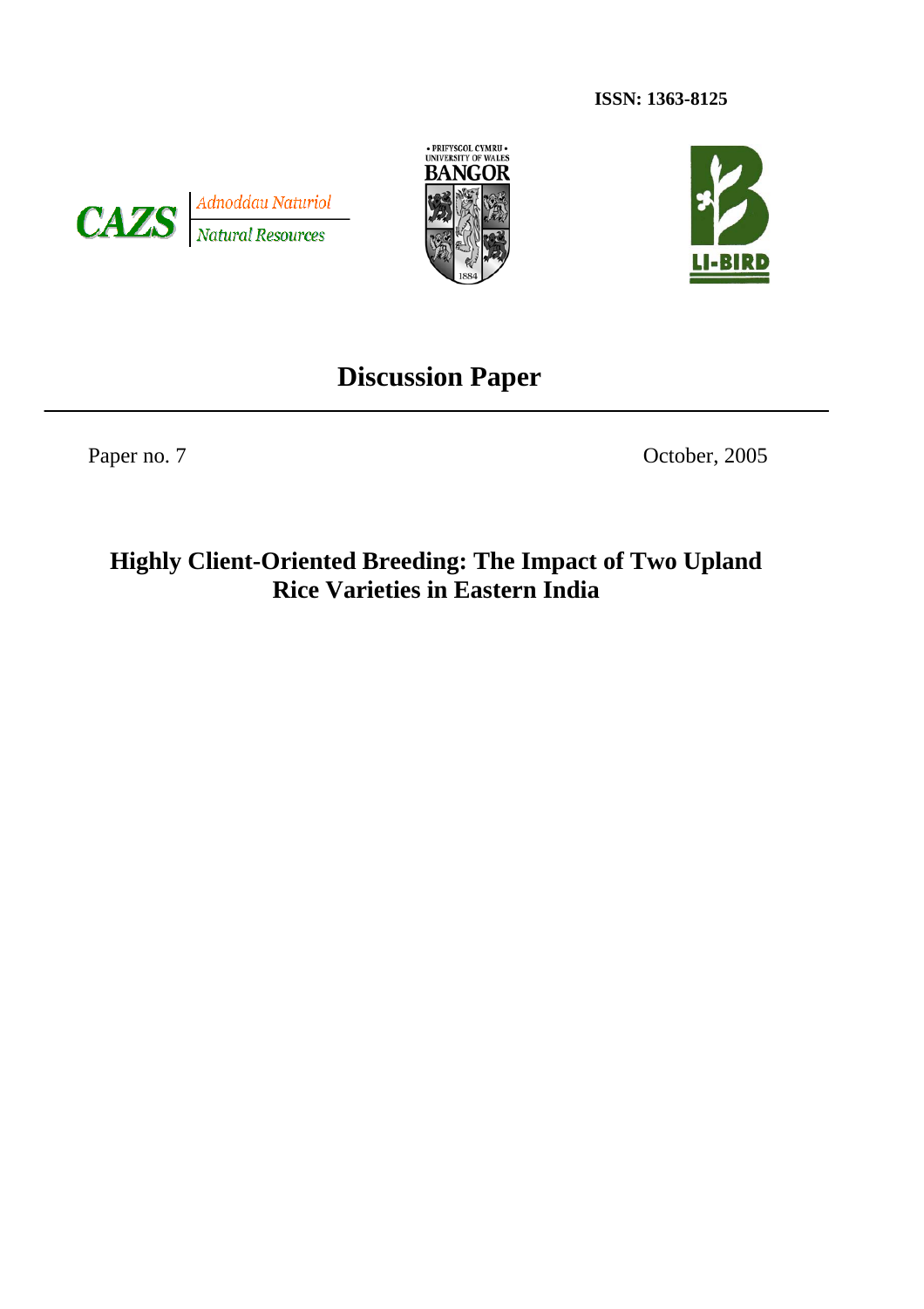**ISSN: 1363-8125**

CAZS | Adnoddau Naturiol | Natural Resources

• PRIFYSGOL CYMRU • UNIVERSITY OF WALES BANGOR

LI-BIRD

# Discussion Paper

Paper no. 7 October, 2005

## Highly Client-Oriented Breeding: The Impact of Two Upland Rice Varieties in Eastern India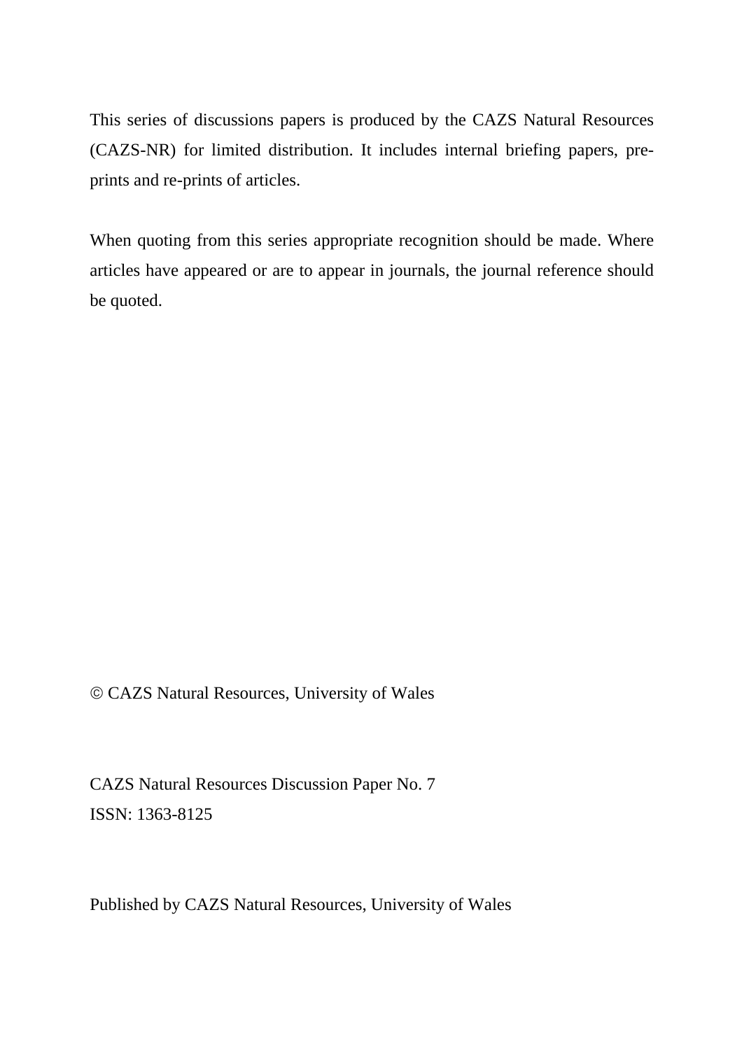This series of discussions papers is produced by the CAZS Natural Resources (CAZS-NR) for limited distribution. It includes internal briefing papers, pre-prints and re-prints of articles.

When quoting from this series appropriate recognition should be made. Where articles have appeared or are to appear in journals, the journal reference should be quoted.

© CAZS Natural Resources, University of Wales

CAZS Natural Resources Discussion Paper No. 7
ISSN: 1363-8125

Published by CAZS Natural Resources, University of Wales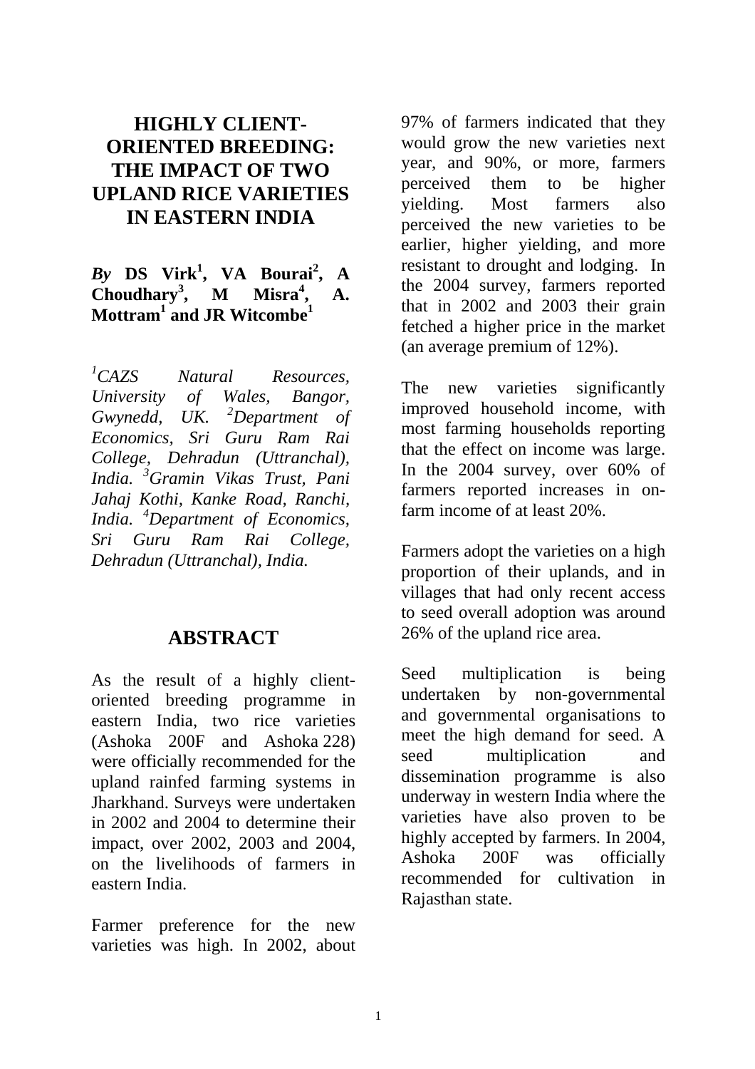# HIGHLY CLIENT-ORIENTED BREEDING: THE IMPACT OF TWO UPLAND RICE VARIETIES IN EASTERN INDIA

***By*** **DS Virk[1], VA Bourai[2], A Choudhary[3], M Misra[4], A. Mottram[1] and JR Witcombe[1]**

*[1]CAZS Natural Resources, University of Wales, Bangor, Gwynedd, UK. [2]Department of Economics, Sri Guru Ram Rai College, Dehradun (Uttranchal), India. [3]Gramin Vikas Trust, Pani Jahaj Kothi, Kanke Road, Ranchi, India. [4]Department of Economics, Sri Guru Ram Rai College, Dehradun (Uttranchal), India.*

## ABSTRACT

As the result of a highly client-oriented breeding programme in eastern India, two rice varieties (Ashoka 200F and Ashoka 228) were officially recommended for the upland rainfed farming systems in Jharkhand. Surveys were undertaken in 2002 and 2004 to determine their impact, over 2002, 2003 and 2004, on the livelihoods of farmers in eastern India.

Farmer preference for the new varieties was high. In 2002, about 97% of farmers indicated that they would grow the new varieties next year, and 90%, or more, farmers perceived them to be higher yielding. Most farmers also perceived the new varieties to be earlier, higher yielding, and more resistant to drought and lodging. In the 2004 survey, farmers reported that in 2002 and 2003 their grain fetched a higher price in the market (an average premium of 12%).

The new varieties significantly improved household income, with most farming households reporting that the effect on income was large. In the 2004 survey, over 60% of farmers reported increases in on-farm income of at least 20%.

Farmers adopt the varieties on a high proportion of their uplands, and in villages that had only recent access to seed overall adoption was around 26% of the upland rice area.

Seed multiplication is being undertaken by non-governmental and governmental organisations to meet the high demand for seed. A seed multiplication and dissemination programme is also underway in western India where the varieties have also proven to be highly accepted by farmers. In 2004, Ashoka 200F was officially recommended for cultivation in Rajasthan state.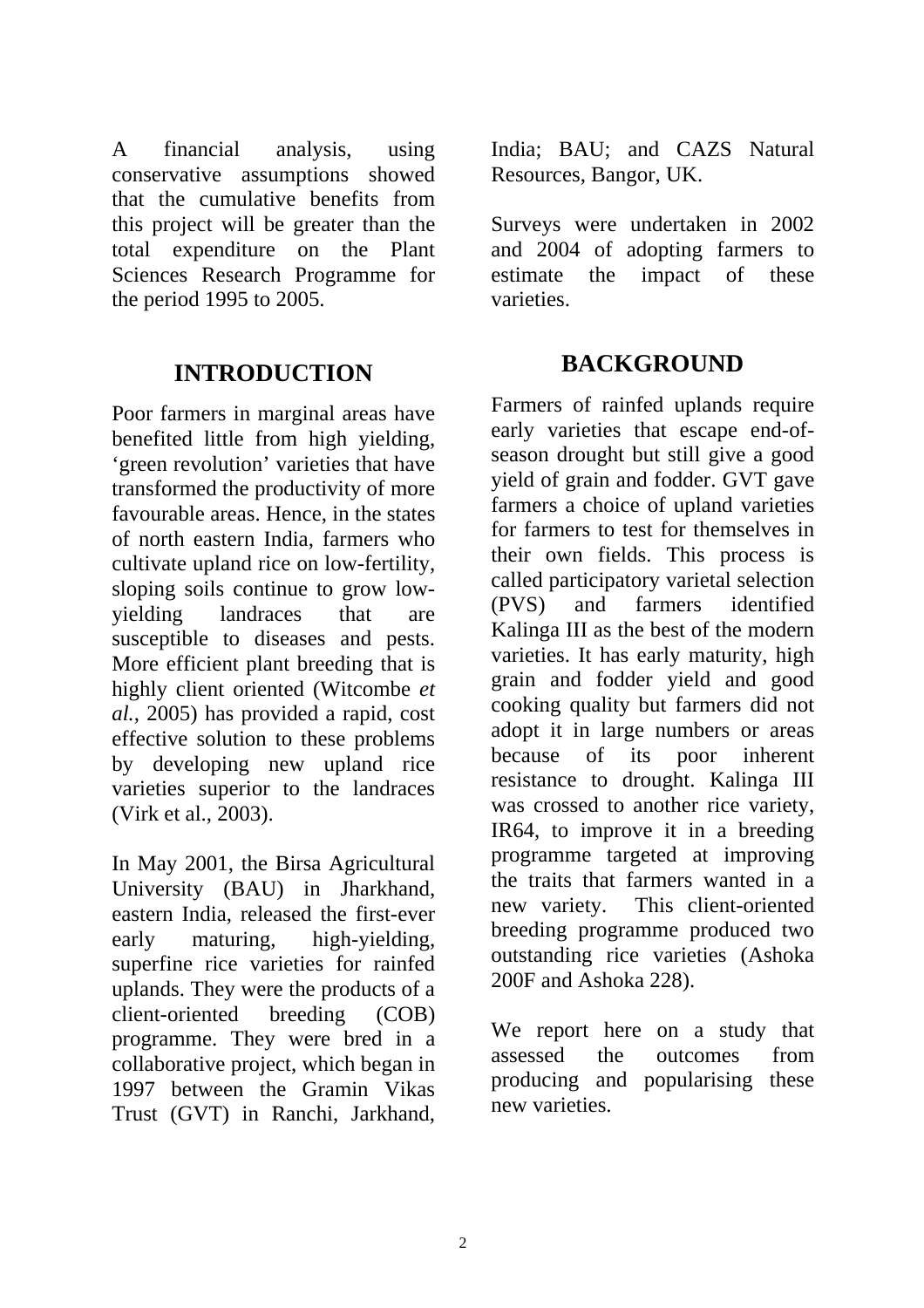A financial analysis, using conservative assumptions showed that the cumulative benefits from this project will be greater than the total expenditure on the Plant Sciences Research Programme for the period 1995 to 2005.

## INTRODUCTION

Poor farmers in marginal areas have benefited little from high yielding, 'green revolution' varieties that have transformed the productivity of more favourable areas. Hence, in the states of north eastern India, farmers who cultivate upland rice on low-fertility, sloping soils continue to grow low-yielding landraces that are susceptible to diseases and pests. More efficient plant breeding that is highly client oriented (Witcombe *et al.*, 2005) has provided a rapid, cost effective solution to these problems by developing new upland rice varieties superior to the landraces (Virk et al., 2003).

In May 2001, the Birsa Agricultural University (BAU) in Jharkhand, eastern India, released the first-ever early maturing, high-yielding, superfine rice varieties for rainfed uplands. They were the products of a client-oriented breeding (COB) programme. They were bred in a collaborative project, which began in 1997 between the Gramin Vikas Trust (GVT) in Ranchi, Jharkhand, India; BAU; and CAZS Natural Resources, Bangor, UK.

Surveys were undertaken in 2002 and 2004 of adopting farmers to estimate the impact of these varieties.

## BACKGROUND

Farmers of rainfed uplands require early varieties that escape end-of-season drought but still give a good yield of grain and fodder. GVT gave farmers a choice of upland varieties for farmers to test for themselves in their own fields. This process is called participatory varietal selection (PVS) and farmers identified Kalinga III as the best of the modern varieties. It has early maturity, high grain and fodder yield and good cooking quality but farmers did not adopt it in large numbers or areas because of its poor inherent resistance to drought. Kalinga III was crossed to another rice variety, IR64, to improve it in a breeding programme targeted at improving the traits that farmers wanted in a new variety. This client-oriented breeding programme produced two outstanding rice varieties (Ashoka 200F and Ashoka 228).

We report here on a study that assessed the outcomes from producing and popularising these new varieties.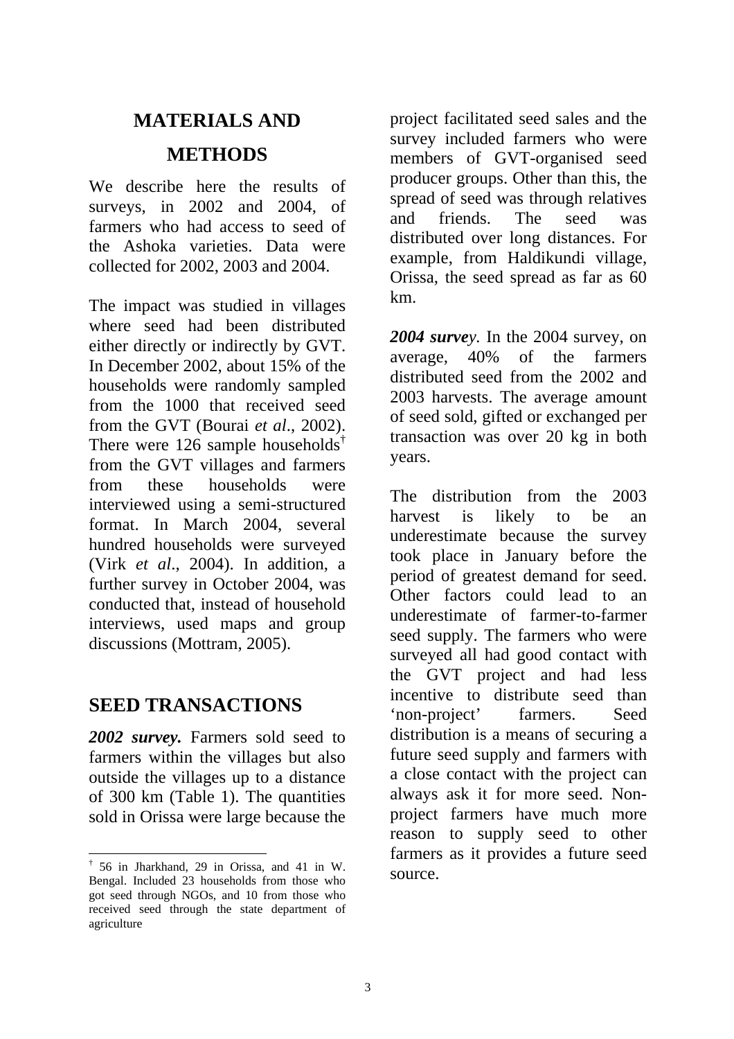## MATERIALS AND METHODS

We describe here the results of surveys, in 2002 and 2004, of farmers who had access to seed of the Ashoka varieties. Data were collected for 2002, 2003 and 2004.

The impact was studied in villages where seed had been distributed either directly or indirectly by GVT. In December 2002, about 15% of the households were randomly sampled from the 1000 that received seed from the GVT (Bourai *et al*., 2002). There were 126 sample households[†] from the GVT villages and farmers from these households were interviewed using a semi-structured format. In March 2004, several hundred households were surveyed (Virk *et al*., 2004). In addition, a further survey in October 2004, was conducted that, instead of household interviews, used maps and group discussions (Mottram, 2005).

## SEED TRANSACTIONS

***2002 survey.*** Farmers sold seed to farmers within the villages but also outside the villages up to a distance of 300 km (Table 1). The quantities sold in Orissa were large because the project facilitated seed sales and the survey included farmers who were members of GVT-organised seed producer groups. Other than this, the spread of seed was through relatives and friends. The seed was distributed over long distances. For example, from Haldikundi village, Orissa, the seed spread as far as 60 km.

***2004 survey***. In the 2004 survey, on average, 40% of the farmers distributed seed from the 2002 and 2003 harvests. The average amount of seed sold, gifted or exchanged per transaction was over 20 kg in both years.

The distribution from the 2003 harvest is likely to be an underestimate because the survey took place in January before the period of greatest demand for seed. Other factors could lead to an underestimate of farmer-to-farmer seed supply. The farmers who were surveyed all had good contact with the GVT project and had less incentive to distribute seed than 'non-project' farmers. Seed distribution is a means of securing a future seed supply and farmers with a close contact with the project can always ask it for more seed. Non-project farmers have much more reason to supply seed to other farmers as it provides a future seed source.

[†] 56 in Jharkhand, 29 in Orissa, and 41 in W. Bengal. Included 23 households from those who got seed through NGOs, and 10 from those who received seed through the state department of agriculture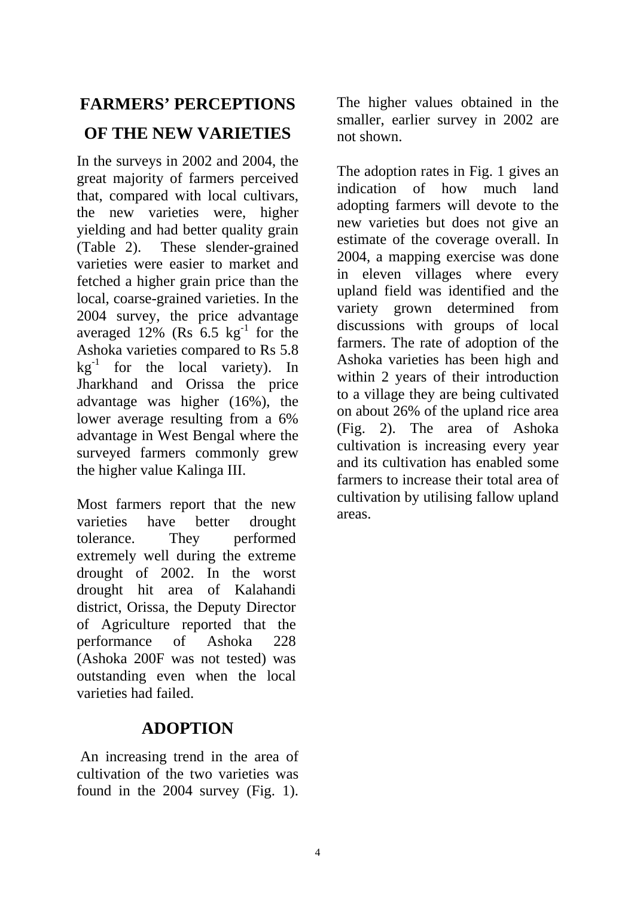## FARMERS' PERCEPTIONS OF THE NEW VARIETIES

In the surveys in 2002 and 2004, the great majority of farmers perceived that, compared with local cultivars, the new varieties were, higher yielding and had better quality grain (Table 2). These slender-grained varieties were easier to market and fetched a higher grain price than the local, coarse-grained varieties. In the 2004 survey, the price advantage averaged 12% (Rs 6.5 $kg^{-1}$ for the Ashoka varieties compared to Rs 5.8 $kg^{-1}$ for the local variety). In Jharkhand and Orissa the price advantage was higher (16%), the lower average resulting from a 6% advantage in West Bengal where the surveyed farmers commonly grew the higher value Kalinga III.

Most farmers report that the new varieties have better drought tolerance. They performed extremely well during the extreme drought of 2002. In the worst drought hit area of Kalahandi district, Orissa, the Deputy Director of Agriculture reported that the performance of Ashoka 228 (Ashoka 200F was not tested) was outstanding even when the local varieties had failed.

## ADOPTION

An increasing trend in the area of cultivation of the two varieties was found in the 2004 survey (Fig. 1). The higher values obtained in the smaller, earlier survey in 2002 are not shown.

The adoption rates in Fig. 1 gives an indication of how much land adopting farmers will devote to the new varieties but does not give an estimate of the coverage overall. In 2004, a mapping exercise was done in eleven villages where every upland field was identified and the variety grown determined from discussions with groups of local farmers. The rate of adoption of the Ashoka varieties has been high and within 2 years of their introduction to a village they are being cultivated on about 26% of the upland rice area (Fig. 2). The area of Ashoka cultivation is increasing every year and its cultivation has enabled some farmers to increase their total area of cultivation by utilising fallow upland areas.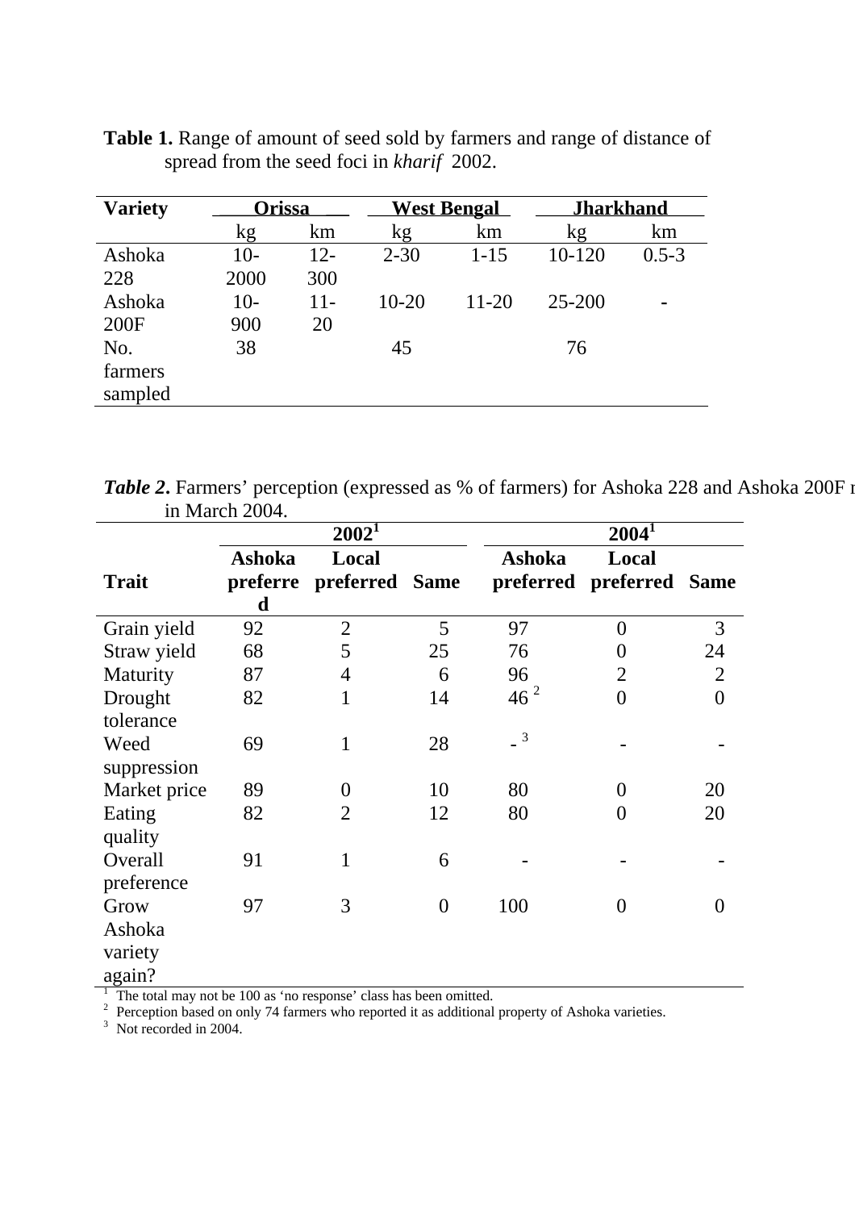**Table 1.** Range of amount of seed sold by farmers and range of distance of spread from the seed foci in *kharif* 2002.

| Variety | Orissa | | West Bengal | | Jharkhand | |
|---|---|---|---|---|---|---|
| | kg | km | kg | km | kg | km |
| Ashoka 228 | 10-2000 | 12-300 | 2-30 | 1-15 | 10-120 | 0.5-3 |
| Ashoka 200F | 10-900 | 11-20 | 10-20 | 11-20 | 25-200 | - |
| No. farmers sampled | 38 | | 45 | | 76 | |

***Table 2*.** Farmers' perception (expressed as % of farmers) for Ashoka 228 and Ashoka 200F r in March 2004.

| Trait | 2002[1] | | | 2004[1] | | |
|---|---|---|---|---|---|---|
| | Ashoka preferred | Local preferred | Same | Ashoka preferred | Local preferred | Same |
| Grain yield | 92 | 2 | 5 | 97 | 0 | 3 |
| Straw yield | 68 | 5 | 25 | 76 | 0 | 24 |
| Maturity | 87 | 4 | 6 | 96 | 2 | 2 |
| Drought tolerance | 82 | 1 | 14 | 46 [2] | 0 | 0 |
| Weed suppression | 69 | 1 | 28 | - [3] | - | - |
| Market price | 89 | 0 | 10 | 80 | 0 | 20 |
| Eating quality | 82 | 2 | 12 | 80 | 0 | 20 |
| Overall preference | 91 | 1 | 6 | - | - | - |
| Grow Ashoka variety again? | 97 | 3 | 0 | 100 | 0 | 0 |

[1] The total may not be 100 as 'no response' class has been omitted.
[2] Perception based on only 74 farmers who reported it as additional property of Ashoka varieties.
[3] Not recorded in 2004.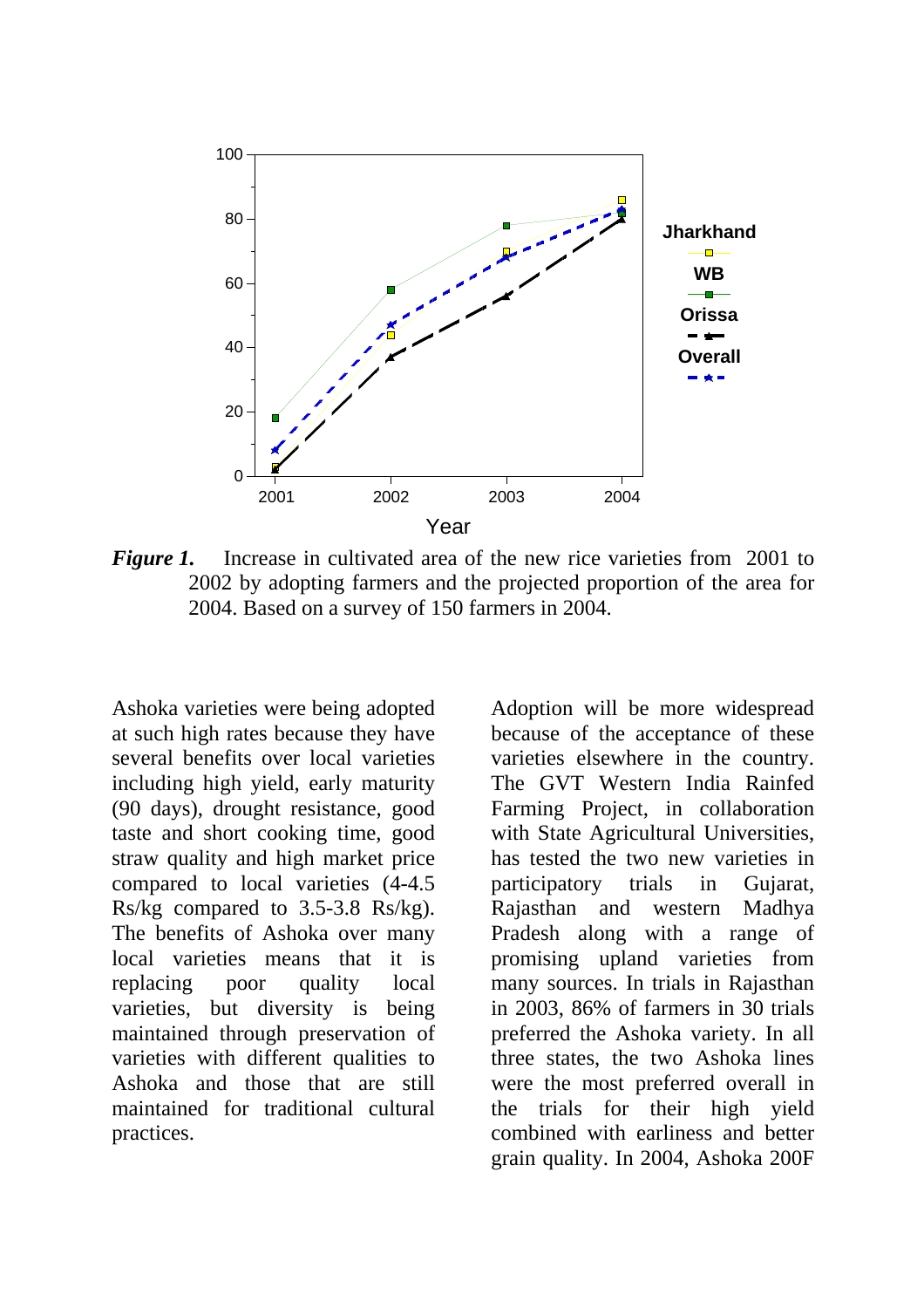100

80

60

40

20

0

2001

2002

2003

2004

Year

Jharkhand

WB

Orissa

Overall

***Figure 1.*** Increase in cultivated area of the new rice varieties from 2001 to 2002 by adopting farmers and the projected proportion of the area for 2004. Based on a survey of 150 farmers in 2004.

Ashoka varieties were being adopted at such high rates because they have several benefits over local varieties including high yield, early maturity (90 days), drought resistance, good taste and short cooking time, good straw quality and high market price compared to local varieties (4-4.5 Rs/kg compared to 3.5-3.8 Rs/kg). The benefits of Ashoka over many local varieties means that it is replacing poor quality local varieties, but diversity is being maintained through preservation of varieties with different qualities to Ashoka and those that are still maintained for traditional cultural practices.

Adoption will be more widespread because of the acceptance of these varieties elsewhere in the country. The GVT Western India Rainfed Farming Project, in collaboration with State Agricultural Universities, has tested the two new varieties in participatory trials in Gujarat, Rajasthan and western Madhya Pradesh along with a range of promising upland varieties from many sources. In trials in Rajasthan in 2003, 86% of farmers in 30 trials preferred the Ashoka variety. In all three states, the two Ashoka lines were the most preferred overall in the trials for their high yield combined with earliness and better grain quality. In 2004, Ashoka 200F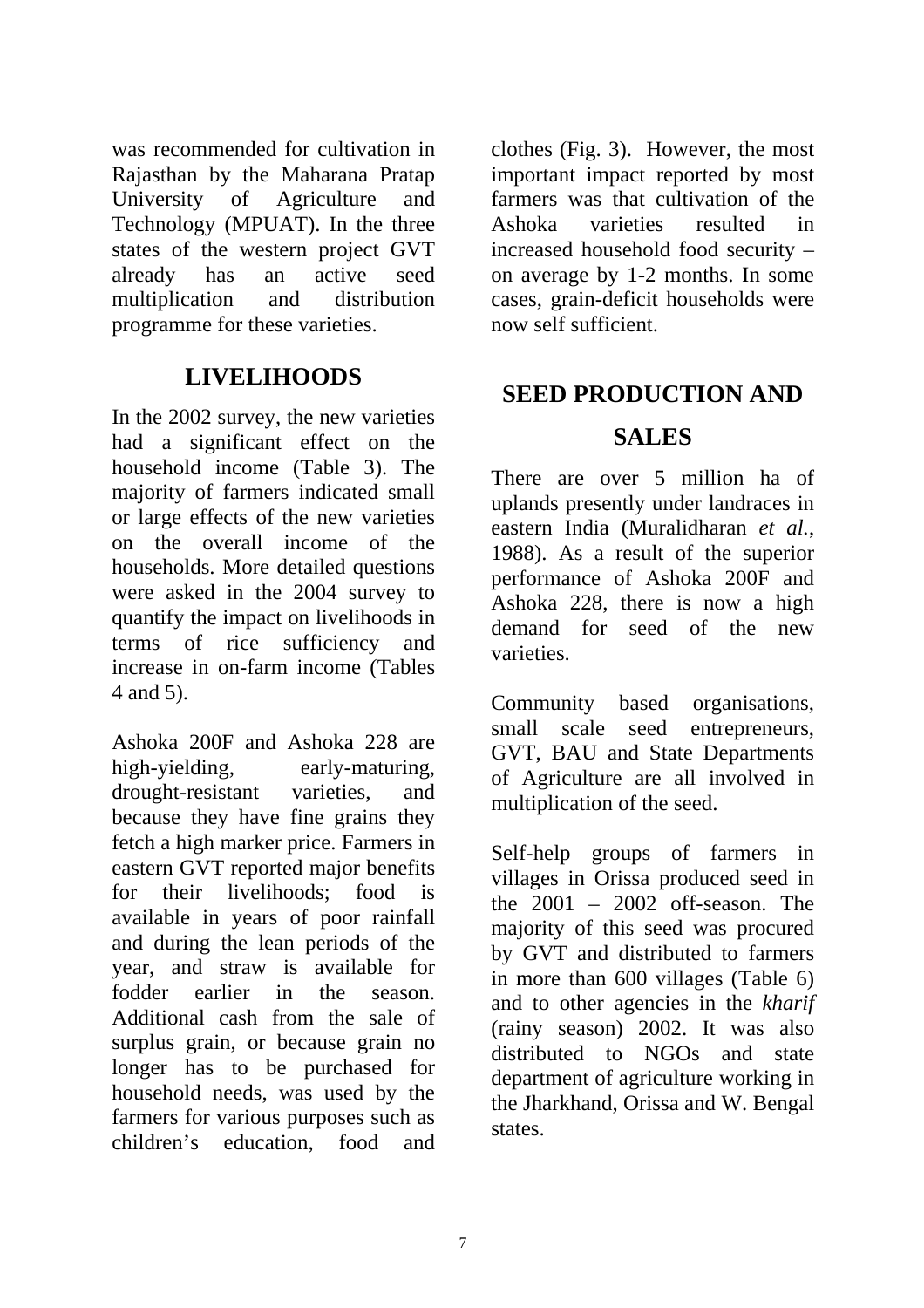was recommended for cultivation in Rajasthan by the Maharana Pratap University of Agriculture and Technology (MPUAT). In the three states of the western project GVT already has an active seed multiplication and distribution programme for these varieties.

## LIVELIHOODS

In the 2002 survey, the new varieties had a significant effect on the household income (Table 3). The majority of farmers indicated small or large effects of the new varieties on the overall income of the households. More detailed questions were asked in the 2004 survey to quantify the impact on livelihoods in terms of rice sufficiency and increase in on-farm income (Tables 4 and 5).

Ashoka 200F and Ashoka 228 are high-yielding, early-maturing, drought-resistant varieties, and because they have fine grains they fetch a high marker price. Farmers in eastern GVT reported major benefits for their livelihoods; food is available in years of poor rainfall and during the lean periods of the year, and straw is available for fodder earlier in the season. Additional cash from the sale of surplus grain, or because grain no longer has to be purchased for household needs, was used by the farmers for various purposes such as children's education, food and clothes (Fig. 3). However, the most important impact reported by most farmers was that cultivation of the Ashoka varieties resulted in increased household food security – on average by 1-2 months. In some cases, grain-deficit households were now self sufficient.

## SEED PRODUCTION AND SALES

There are over 5 million ha of uplands presently under landraces in eastern India (Muralidharan *et al.*, 1988). As a result of the superior performance of Ashoka 200F and Ashoka 228, there is now a high demand for seed of the new varieties.

Community based organisations, small scale seed entrepreneurs, GVT, BAU and State Departments of Agriculture are all involved in multiplication of the seed.

Self-help groups of farmers in villages in Orissa produced seed in the 2001 – 2002 off-season. The majority of this seed was procured by GVT and distributed to farmers in more than 600 villages (Table 6) and to other agencies in the *kharif* (rainy season) 2002. It was also distributed to NGOs and state department of agriculture working in the Jharkhand, Orissa and W. Bengal states.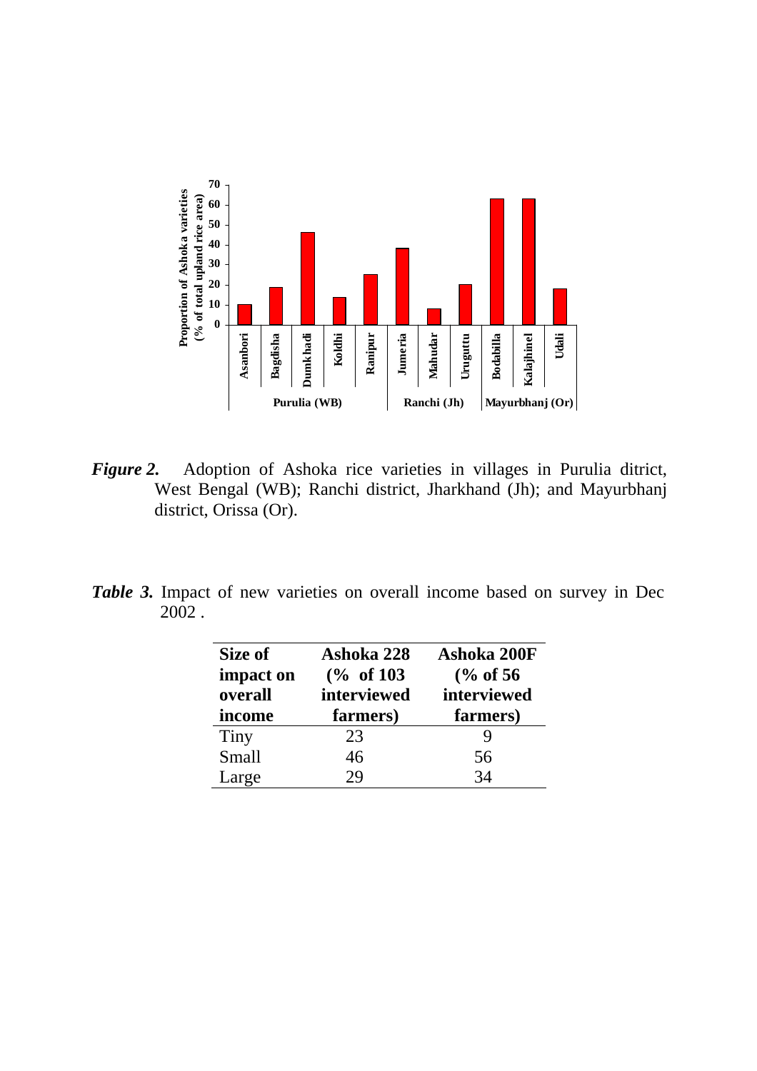Proportion of Ashoka varieties (% of total upland rice area)

70
60
50
40
30
20
10
0

Asanbori
Bagdisha
Dumkhadi
Koldhi
Ranipur
Jumeria
Mahudar
Uruguttu
Bodabilla
Kalajhinel
Udali

Purulia (WB)
Ranchi (Jh)
Mayurbhanj (Or)

***Figure 2.*** Adoption of Ashoka rice varieties in villages in Purulia ditrict, West Bengal (WB); Ranchi district, Jharkhand (Jh); and Mayurbhanj district, Orissa (Or).

***Table 3.*** Impact of new varieties on overall income based on survey in Dec 2002 .

| Size of impact on overall income | Ashoka 228 (% of 103 interviewed farmers) | Ashoka 200F (% of 56 interviewed farmers) |
|---|---|---|
| Tiny | 23 | 9 |
| Small | 46 | 56 |
| Large | 29 | 34 |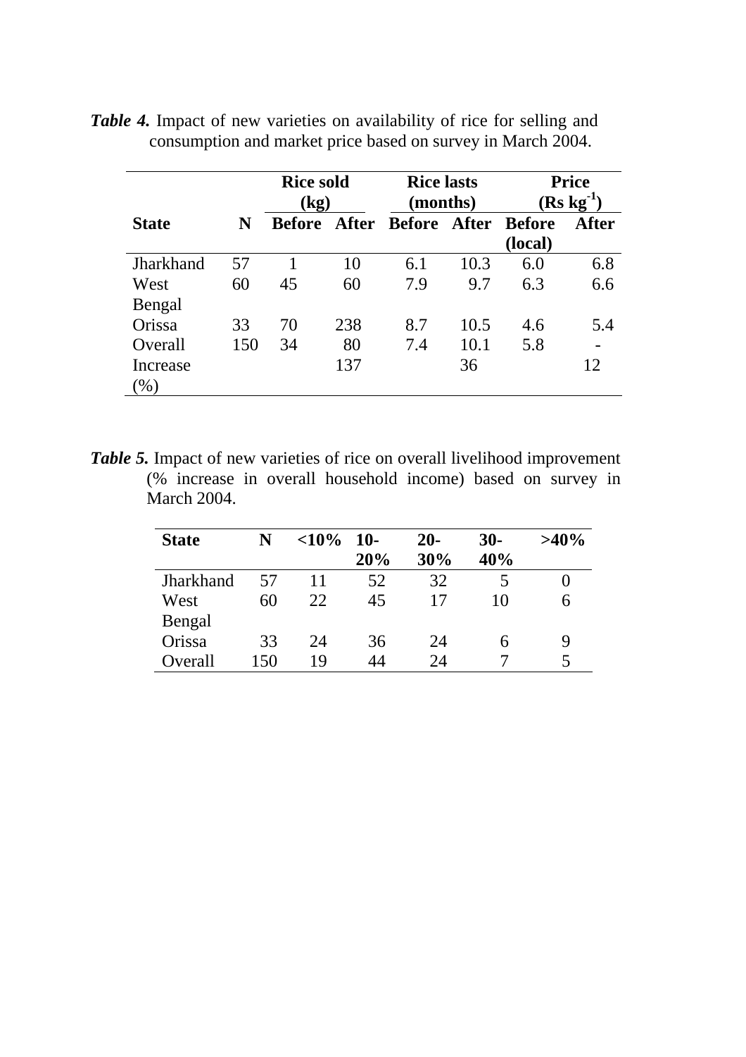***Table 4.*** Impact of new varieties on availability of rice for selling and consumption and market price based on survey in March 2004.

| State | N | Rice sold (kg) | | Rice lasts (months) | | Price (Rs $kg^{-1}$) | |
|---|---|---|---|---|---|---|---|
| | | Before | After | Before | After | Before (local) | After |
| Jharkhand | 57 | 1 | 10 | 6.1 | 10.3 | 6.0 | 6.8 |
| West Bengal | 60 | 45 | 60 | 7.9 | 9.7 | 6.3 | 6.6 |
| Orissa | 33 | 70 | 238 | 8.7 | 10.5 | 4.6 | 5.4 |
| Overall | 150 | 34 | 80 | 7.4 | 10.1 | 5.8 | - |
| Increase (%) | | | 137 | | 36 | | 12 |

***Table 5.*** Impact of new varieties of rice on overall livelihood improvement (% increase in overall household income) based on survey in March 2004.

| State | N | <10% | 10-20% | 20-30% | 30-40% | >40% |
|---|---|---|---|---|---|---|
| Jharkhand | 57 | 11 | 52 | 32 | 5 | 0 |
| West Bengal | 60 | 22 | 45 | 17 | 10 | 6 |
| Orissa | 33 | 24 | 36 | 24 | 6 | 9 |
| Overall | 150 | 19 | 44 | 24 | 7 | 5 |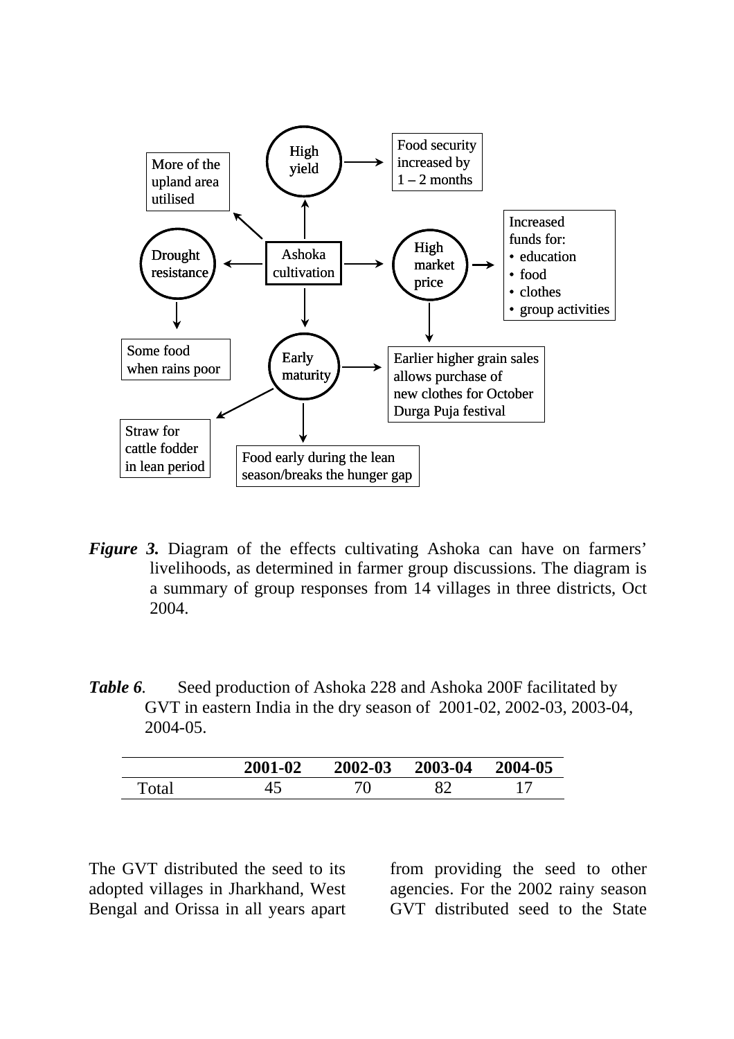Ashoka cultivation

High yield

Food security increased by 1 – 2 months

More of the upland area utilised

Drought resistance

Some food when rains poor

High market price

Increased funds for:
- education
- food
- clothes
- group activities

Early maturity

Earlier higher grain sales allows purchase of new clothes for October Durga Puja festival

Straw for cattle fodder in lean period

Food early during the lean season/breaks the hunger gap

***Figure 3.*** Diagram of the effects cultivating Ashoka can have on farmers' livelihoods, as determined in farmer group discussions. The diagram is a summary of group responses from 14 villages in three districts, Oct 2004.

***Table 6.*** Seed production of Ashoka 228 and Ashoka 200F facilitated by GVT in eastern India in the dry season of 2001-02, 2002-03, 2003-04, 2004-05.

| | **2001-02** | **2002-03** | **2003-04** | **2004-05** |
|---|---|---|---|---|
| Total | 45 | 70 | 82 | 17 |

The GVT distributed the seed to its adopted villages in Jharkhand, West Bengal and Orissa in all years apart from providing the seed to other agencies. For the 2002 rainy season GVT distributed seed to the State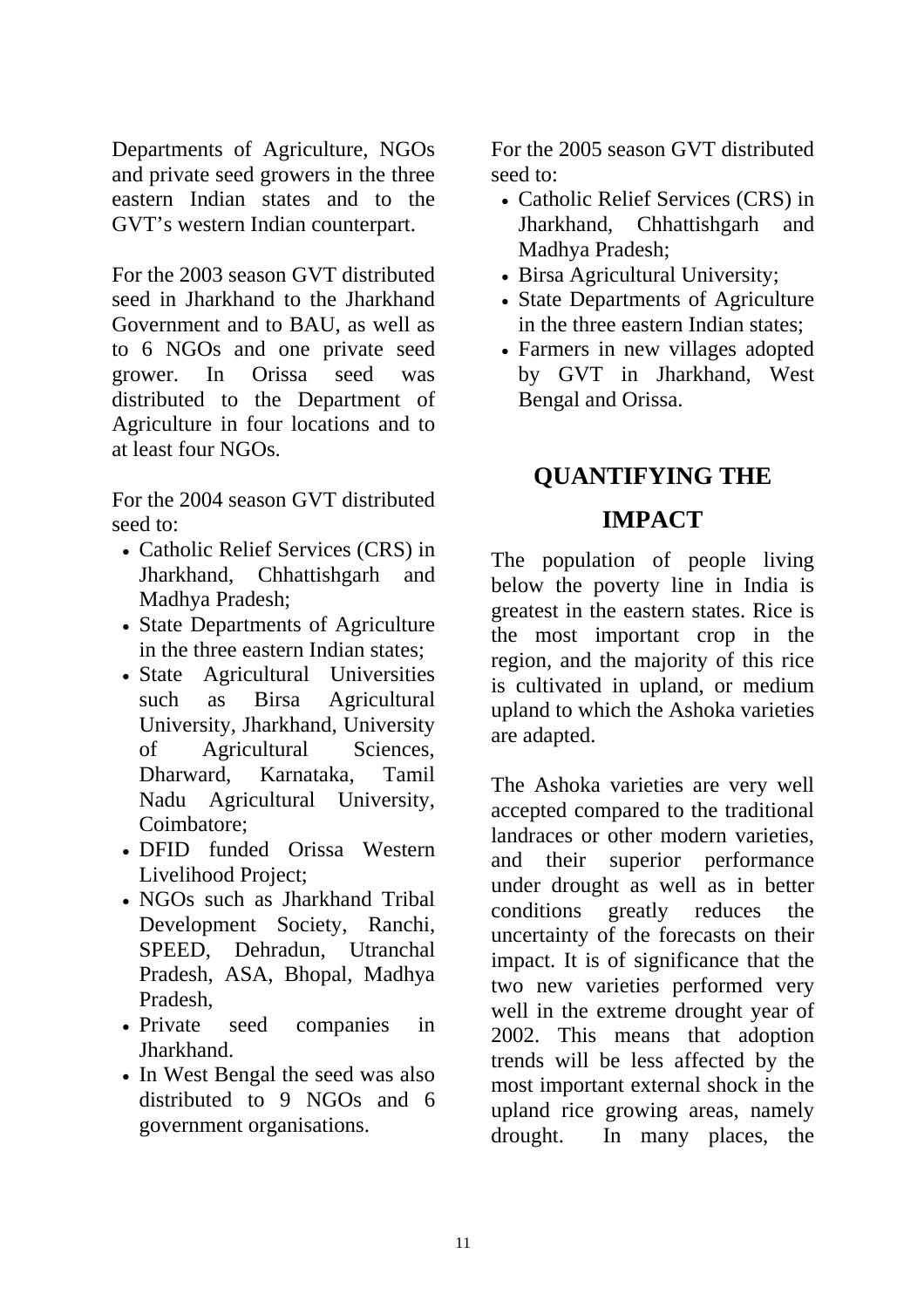Departments of Agriculture, NGOs and private seed growers in the three eastern Indian states and to the GVT's western Indian counterpart.

For the 2003 season GVT distributed seed in Jharkhand to the Jharkhand Government and to BAU, as well as to 6 NGOs and one private seed grower. In Orissa seed was distributed to the Department of Agriculture in four locations and to at least four NGOs.

For the 2004 season GVT distributed seed to:

- Catholic Relief Services (CRS) in Jharkhand, Chhattishgarh and Madhya Pradesh;
- State Departments of Agriculture in the three eastern Indian states;
- State Agricultural Universities such as Birsa Agricultural University, Jharkhand, University of Agricultural Sciences, Dharward, Karnataka, Tamil Nadu Agricultural University, Coimbatore;
- DFID funded Orissa Western Livelihood Project;
- NGOs such as Jharkhand Tribal Development Society, Ranchi, SPEED, Dehradun, Utranchal Pradesh, ASA, Bhopal, Madhya Pradesh,
- Private seed companies in Jharkhand.
- In West Bengal the seed was also distributed to 9 NGOs and 6 government organisations.

For the 2005 season GVT distributed seed to:

- Catholic Relief Services (CRS) in Jharkhand, Chhattishgarh and Madhya Pradesh;
- Birsa Agricultural University;
- State Departments of Agriculture in the three eastern Indian states;
- Farmers in new villages adopted by GVT in Jharkhand, West Bengal and Orissa.

## QUANTIFYING THE IMPACT

The population of people living below the poverty line in India is greatest in the eastern states. Rice is the most important crop in the region, and the majority of this rice is cultivated in upland, or medium upland to which the Ashoka varieties are adapted.

The Ashoka varieties are very well accepted compared to the traditional landraces or other modern varieties, and their superior performance under drought as well as in better conditions greatly reduces the uncertainty of the forecasts on their impact. It is of significance that the two new varieties performed very well in the extreme drought year of 2002. This means that adoption trends will be less affected by the most important external shock in the upland rice growing areas, namely drought. In many places, the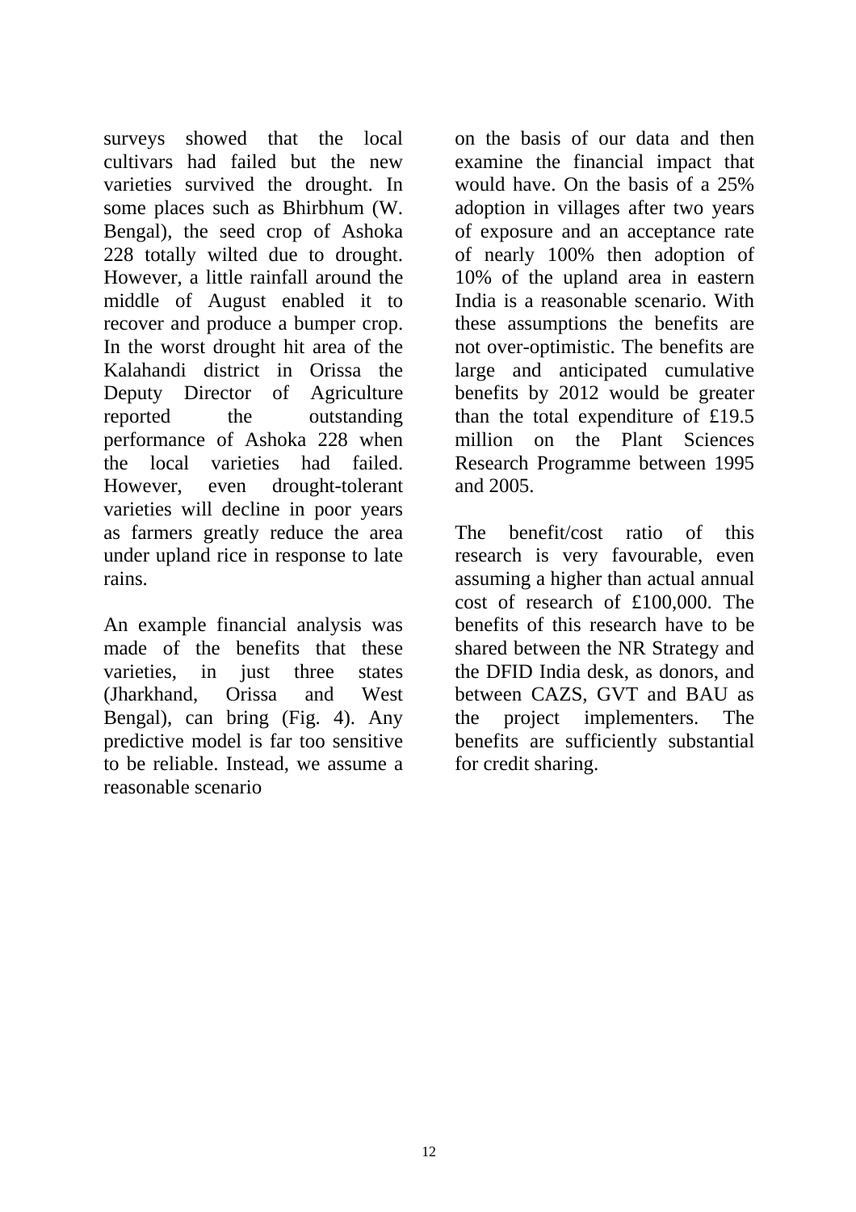surveys showed that the local cultivars had failed but the new varieties survived the drought. In some places such as Bhirbhum (W. Bengal), the seed crop of Ashoka 228 totally wilted due to drought. However, a little rainfall around the middle of August enabled it to recover and produce a bumper crop. In the worst drought hit area of the Kalahandi district in Orissa the Deputy Director of Agriculture reported the outstanding performance of Ashoka 228 when the local varieties had failed. However, even drought-tolerant varieties will decline in poor years as farmers greatly reduce the area under upland rice in response to late rains.

An example financial analysis was made of the benefits that these varieties, in just three states (Jharkhand, Orissa and West Bengal), can bring (Fig. 4). Any predictive model is far too sensitive to be reliable. Instead, we assume a reasonable scenario on the basis of our data and then examine the financial impact that would have. On the basis of a 25% adoption in villages after two years of exposure and an acceptance rate of nearly 100% then adoption of 10% of the upland area in eastern India is a reasonable scenario. With these assumptions the benefits are not over-optimistic. The benefits are large and anticipated cumulative benefits by 2012 would be greater than the total expenditure of £19.5 million on the Plant Sciences Research Programme between 1995 and 2005.

The benefit/cost ratio of this research is very favourable, even assuming a higher than actual annual cost of research of £100,000. The benefits of this research have to be shared between the NR Strategy and the DFID India desk, as donors, and between CAZS, GVT and BAU as the project implementers. The benefits are sufficiently substantial for credit sharing.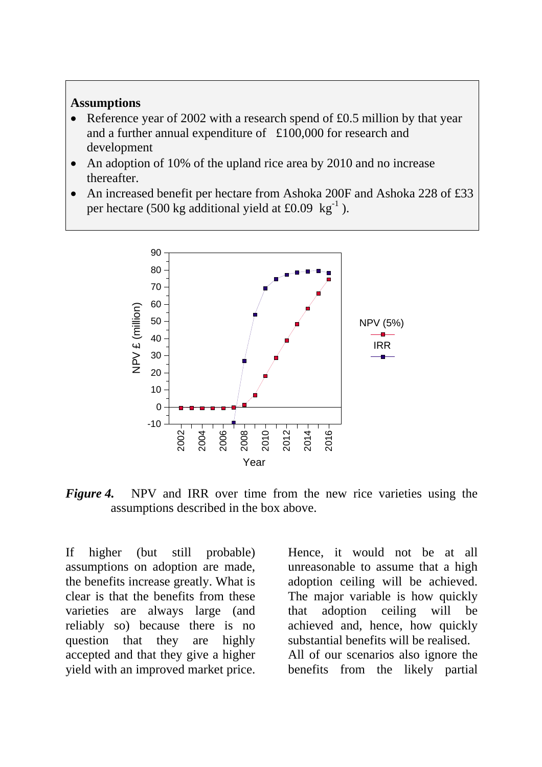**Assumptions**

- Reference year of 2002 with a research spend of £0.5 million by that year and a further annual expenditure of £100,000 for research and development
- An adoption of 10% of the upland rice area by 2010 and no increase thereafter.
- An increased benefit per hectare from Ashoka 200F and Ashoka 228 of £33 per hectare (500 kg additional yield at £0.09 $kg^{-1}$).

NPV £ (million)

90
80
70
60
50
40
30
20
10
0
-10

2002
2004
2006
2008
2010
2012
2014
2016

Year

NPV (5%)

IRR

***Figure 4.*** NPV and IRR over time from the new rice varieties using the assumptions described in the box above.

If higher (but still probable) assumptions on adoption are made, the benefits increase greatly. What is clear is that the benefits from these varieties are always large (and reliably so) because there is no question that they are highly accepted and that they give a higher yield with an improved market price. Hence, it would not be at all unreasonable to assume that a high adoption ceiling will be achieved. The major variable is how quickly that adoption ceiling will be achieved and, hence, how quickly substantial benefits will be realised.

All of our scenarios also ignore the benefits from the likely partial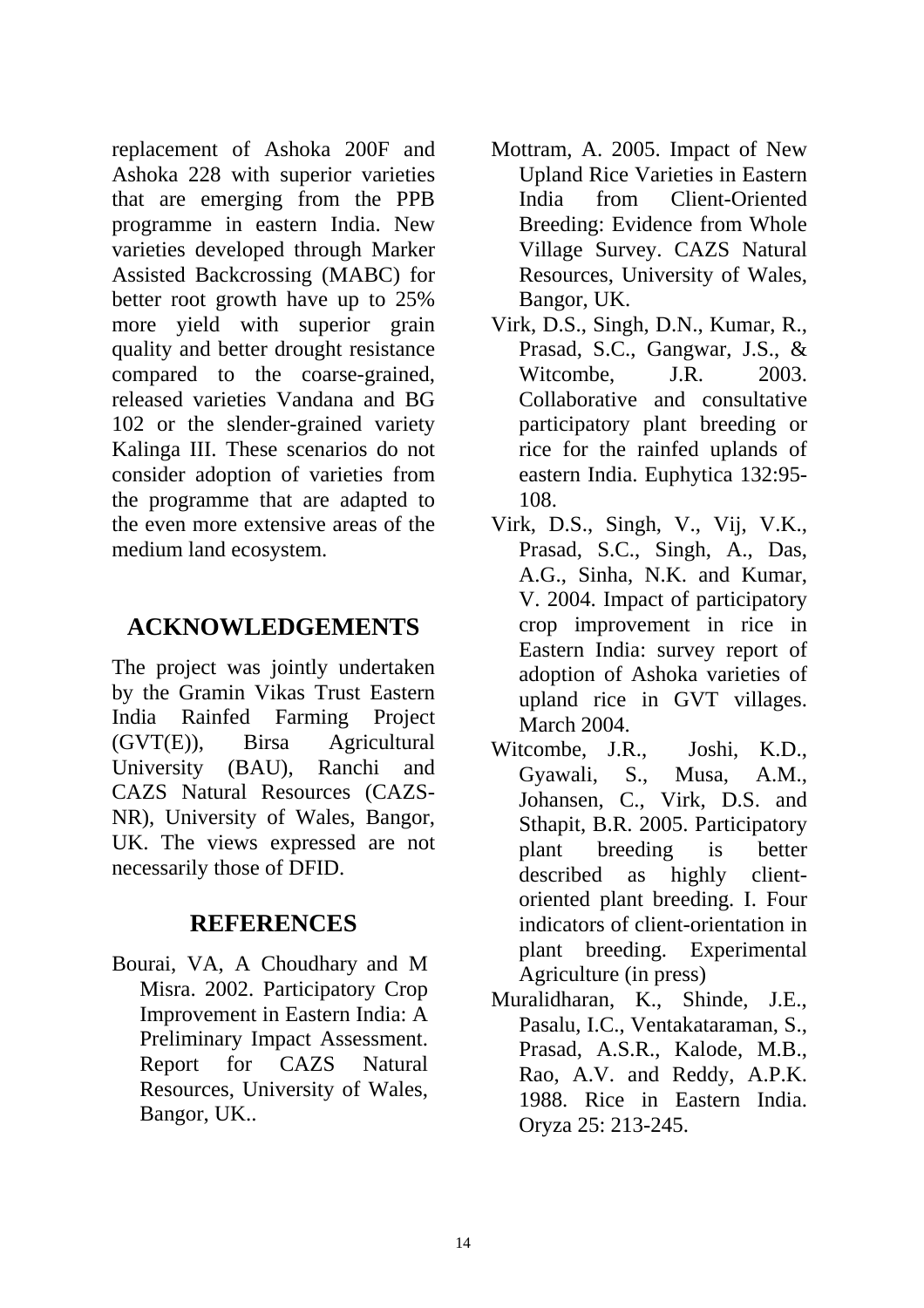replacement of Ashoka 200F and Ashoka 228 with superior varieties that are emerging from the PPB programme in eastern India. New varieties developed through Marker Assisted Backcrossing (MABC) for better root growth have up to 25% more yield with superior grain quality and better drought resistance compared to the coarse-grained, released varieties Vandana and BG 102 or the slender-grained variety Kalinga III. These scenarios do not consider adoption of varieties from the programme that are adapted to the even more extensive areas of the medium land ecosystem.

## ACKNOWLEDGEMENTS

The project was jointly undertaken by the Gramin Vikas Trust Eastern India Rainfed Farming Project (GVT(E)), Birsa Agricultural University (BAU), Ranchi and CAZS Natural Resources (CAZS-NR), University of Wales, Bangor, UK. The views expressed are not necessarily those of DFID.

## REFERENCES

Bourai, VA, A Choudhary and M Misra. 2002. Participatory Crop Improvement in Eastern India: A Preliminary Impact Assessment. Report for CAZS Natural Resources, University of Wales, Bangor, UK..

Mottram, A. 2005. Impact of New Upland Rice Varieties in Eastern India from Client-Oriented Breeding: Evidence from Whole Village Survey. CAZS Natural Resources, University of Wales, Bangor, UK.

Virk, D.S., Singh, D.N., Kumar, R., Prasad, S.C., Gangwar, J.S., & Witcombe, J.R. 2003. Collaborative and consultative participatory plant breeding or rice for the rainfed uplands of eastern India. Euphytica 132:95-108.

Virk, D.S., Singh, V., Vij, V.K., Prasad, S.C., Singh, A., Das, A.G., Sinha, N.K. and Kumar, V. 2004. Impact of participatory crop improvement in rice in Eastern India: survey report of adoption of Ashoka varieties of upland rice in GVT villages. March 2004.

Witcombe, J.R., Joshi, K.D., Gyawali, S., Musa, A.M., Johansen, C., Virk, D.S. and Sthapit, B.R. 2005. Participatory plant breeding is better described as highly client-oriented plant breeding. I. Four indicators of client-orientation in plant breeding. Experimental Agriculture (in press)

Muralidharan, K., Shinde, J.E., Pasalu, I.C., Ventakataraman, S., Prasad, A.S.R., Kalode, M.B., Rao, A.V. and Reddy, A.P.K. 1988. Rice in Eastern India. Oryza 25: 213-245.